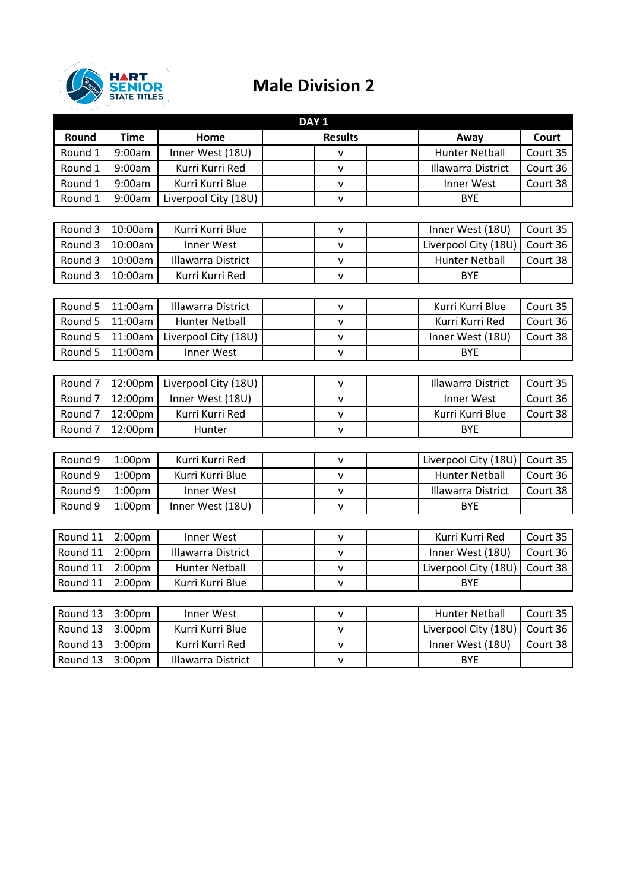# Male Division 2

| DAY 1 | | | | | | | |
|---|---|---|---|---|---|---|---|
| Round | Time | Home | Results | | | Away | Court |
| Round 1 | 9:00am | Inner West (18U) | | v | | Hunter Netball | Court 35 |
| Round 1 | 9:00am | Kurri Kurri Red | | v | | Illawarra District | Court 36 |
| Round 1 | 9:00am | Kurri Kurri Blue | | v | | Inner West | Court 38 |
| Round 1 | 9:00am | Liverpool City (18U) | | v | | BYE | |
| | | | | | | | |
| Round 3 | 10:00am | Kurri Kurri Blue | | v | | Inner West (18U) | Court 35 |
| Round 3 | 10:00am | Inner West | | v | | Liverpool City (18U) | Court 36 |
| Round 3 | 10:00am | Illawarra District | | v | | Hunter Netball | Court 38 |
| Round 3 | 10:00am | Kurri Kurri Red | | v | | BYE | |
| | | | | | | | |
| Round 5 | 11:00am | Illawarra District | | v | | Kurri Kurri Blue | Court 35 |
| Round 5 | 11:00am | Hunter Netball | | v | | Kurri Kurri Red | Court 36 |
| Round 5 | 11:00am | Liverpool City (18U) | | v | | Inner West (18U) | Court 38 |
| Round 5 | 11:00am | Inner West | | v | | BYE | |
| | | | | | | | |
| Round 7 | 12:00pm | Liverpool City (18U) | | v | | Illawarra District | Court 35 |
| Round 7 | 12:00pm | Inner West (18U) | | v | | Inner West | Court 36 |
| Round 7 | 12:00pm | Kurri Kurri Red | | v | | Kurri Kurri Blue | Court 38 |
| Round 7 | 12:00pm | Hunter | | v | | BYE | |
| | | | | | | | |
| Round 9 | 1:00pm | Kurri Kurri Red | | v | | Liverpool City (18U) | Court 35 |
| Round 9 | 1:00pm | Kurri Kurri Blue | | v | | Hunter Netball | Court 36 |
| Round 9 | 1:00pm | Inner West | | v | | Illawarra District | Court 38 |
| Round 9 | 1:00pm | Inner West (18U) | | v | | BYE | |
| | | | | | | | |
| Round 11 | 2:00pm | Inner West | | v | | Kurri Kurri Red | Court 35 |
| Round 11 | 2:00pm | Illawarra District | | v | | Inner West (18U) | Court 36 |
| Round 11 | 2:00pm | Hunter Netball | | v | | Liverpool City (18U) | Court 38 |
| Round 11 | 2:00pm | Kurri Kurri Blue | | v | | BYE | |
| | | | | | | | |
| Round 13 | 3:00pm | Inner West | | v | | Hunter Netball | Court 35 |
| Round 13 | 3:00pm | Kurri Kurri Blue | | v | | Liverpool City (18U) | Court 36 |
| Round 13 | 3:00pm | Kurri Kurri Red | | v | | Inner West (18U) | Court 38 |
| Round 13 | 3:00pm | Illawarra District | | v | | BYE | |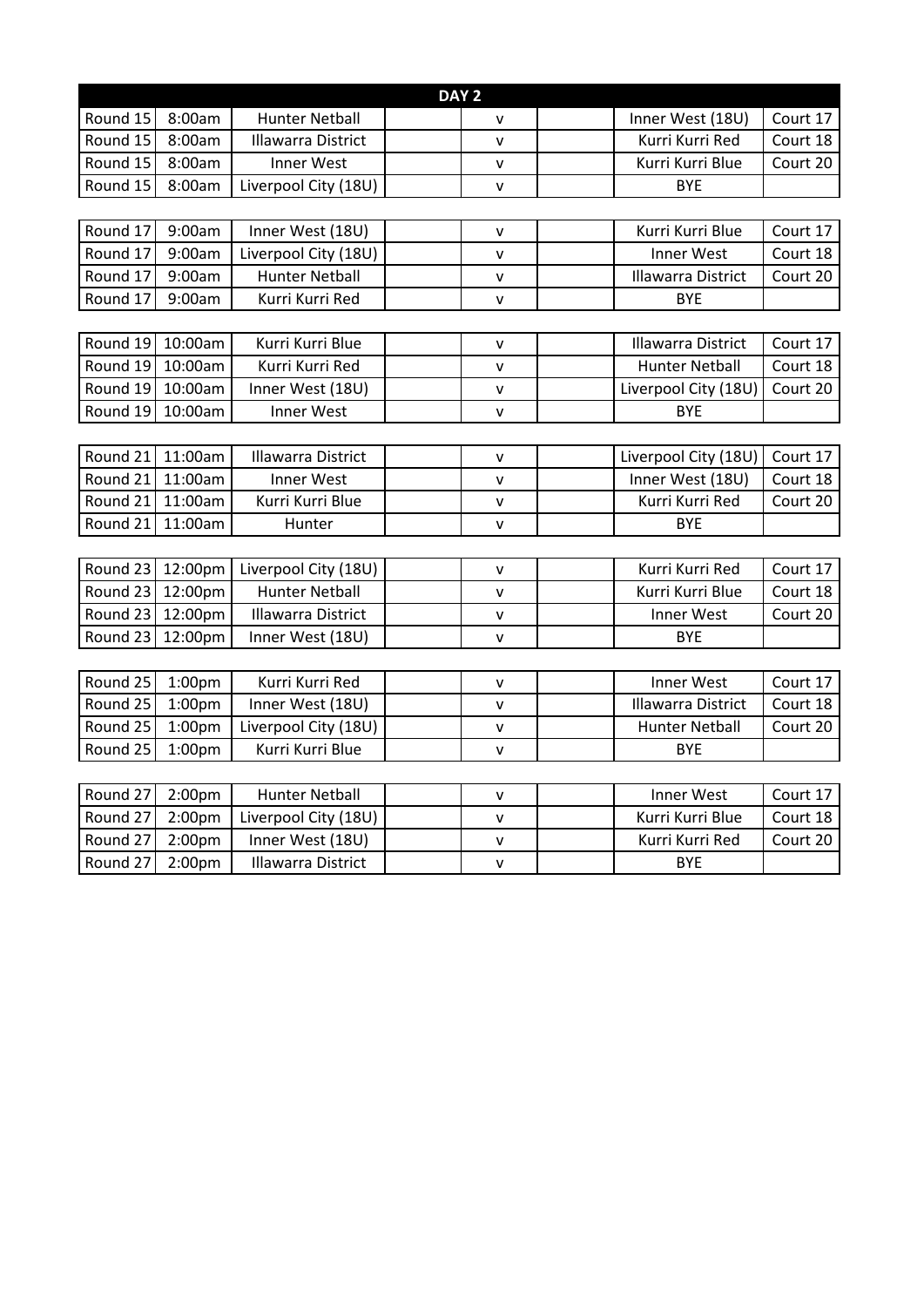| DAY 2 | | | | | | | |
|---|---|---|---|---|---|---|---|
| Round 15 | 8:00am | Hunter Netball | | v | | Inner West (18U) | Court 17 |
| Round 15 | 8:00am | Illawarra District | | v | | Kurri Kurri Red | Court 18 |
| Round 15 | 8:00am | Inner West | | v | | Kurri Kurri Blue | Court 20 |
| Round 15 | 8:00am | Liverpool City (18U) | | v | | BYE | |
| | | | | | | | |
| Round 17 | 9:00am | Inner West (18U) | | v | | Kurri Kurri Blue | Court 17 |
| Round 17 | 9:00am | Liverpool City (18U) | | v | | Inner West | Court 18 |
| Round 17 | 9:00am | Hunter Netball | | v | | Illawarra District | Court 20 |
| Round 17 | 9:00am | Kurri Kurri Red | | v | | BYE | |
| | | | | | | | |
| Round 19 | 10:00am | Kurri Kurri Blue | | v | | Illawarra District | Court 17 |
| Round 19 | 10:00am | Kurri Kurri Red | | v | | Hunter Netball | Court 18 |
| Round 19 | 10:00am | Inner West (18U) | | v | | Liverpool City (18U) | Court 20 |
| Round 19 | 10:00am | Inner West | | v | | BYE | |
| | | | | | | | |
| Round 21 | 11:00am | Illawarra District | | v | | Liverpool City (18U) | Court 17 |
| Round 21 | 11:00am | Inner West | | v | | Inner West (18U) | Court 18 |
| Round 21 | 11:00am | Kurri Kurri Blue | | v | | Kurri Kurri Red | Court 20 |
| Round 21 | 11:00am | Hunter | | v | | BYE | |
| | | | | | | | |
| Round 23 | 12:00pm | Liverpool City (18U) | | v | | Kurri Kurri Red | Court 17 |
| Round 23 | 12:00pm | Hunter Netball | | v | | Kurri Kurri Blue | Court 18 |
| Round 23 | 12:00pm | Illawarra District | | v | | Inner West | Court 20 |
| Round 23 | 12:00pm | Inner West (18U) | | v | | BYE | |
| | | | | | | | |
| Round 25 | 1:00pm | Kurri Kurri Red | | v | | Inner West | Court 17 |
| Round 25 | 1:00pm | Inner West (18U) | | v | | Illawarra District | Court 18 |
| Round 25 | 1:00pm | Liverpool City (18U) | | v | | Hunter Netball | Court 20 |
| Round 25 | 1:00pm | Kurri Kurri Blue | | v | | BYE | |
| | | | | | | | |
| Round 27 | 2:00pm | Hunter Netball | | v | | Inner West | Court 17 |
| Round 27 | 2:00pm | Liverpool City (18U) | | v | | Kurri Kurri Blue | Court 18 |
| Round 27 | 2:00pm | Inner West (18U) | | v | | Kurri Kurri Red | Court 20 |
| Round 27 | 2:00pm | Illawarra District | | v | | BYE | |